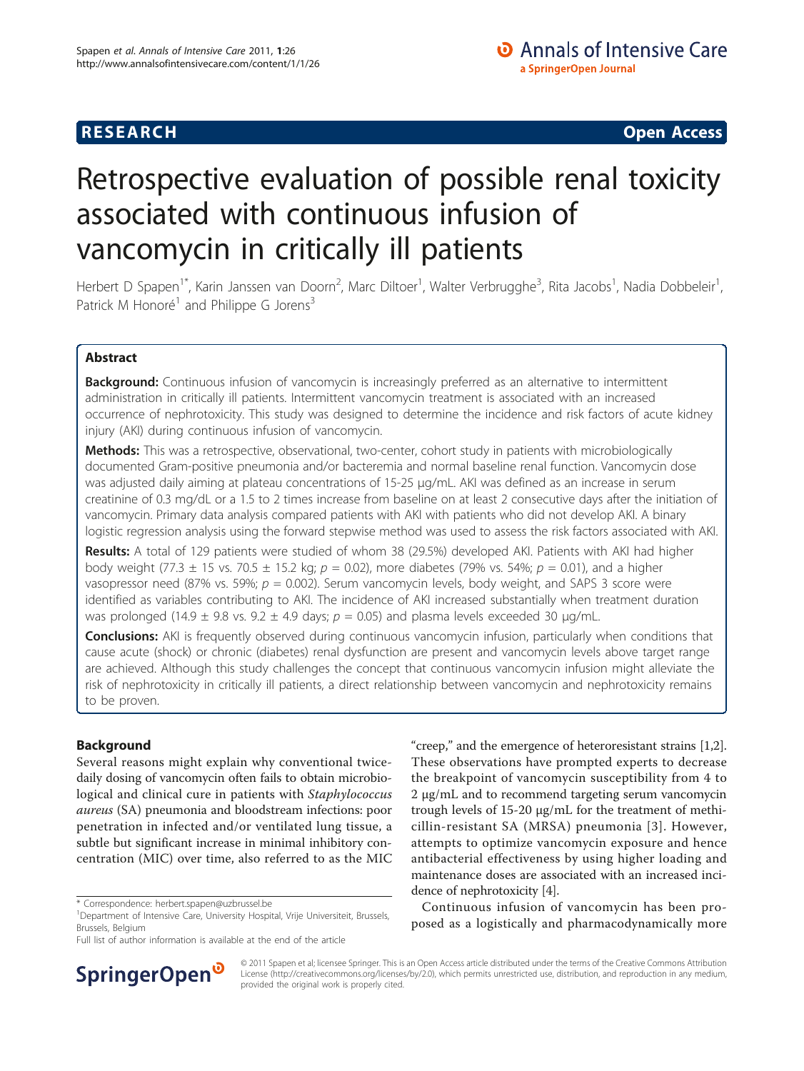**RESEARCH** **Open Access**

# Retrospective evaluation of possible renal toxicity associated with continuous infusion of vancomycin in critically ill patients

Herbert D Spapen[1*], Karin Janssen van Doorn[2], Marc Diltoer[1], Walter Verbrugghe[3], Rita Jacobs[1], Nadia Dobbeleir[1], Patrick M Honoré[1] and Philippe G Jorens[3]

## Abstract

**Background:** Continuous infusion of vancomycin is increasingly preferred as an alternative to intermittent administration in critically ill patients. Intermittent vancomycin treatment is associated with an increased occurrence of nephrotoxicity. This study was designed to determine the incidence and risk factors of acute kidney injury (AKI) during continuous infusion of vancomycin.

**Methods:** This was a retrospective, observational, two-center, cohort study in patients with microbiologically documented Gram-positive pneumonia and/or bacteremia and normal baseline renal function. Vancomycin dose was adjusted daily aiming at plateau concentrations of 15-25 μg/mL. AKI was defined as an increase in serum creatinine of 0.3 mg/dL or a 1.5 to 2 times increase from baseline on at least 2 consecutive days after the initiation of vancomycin. Primary data analysis compared patients with AKI with patients who did not develop AKI. A binary logistic regression analysis using the forward stepwise method was used to assess the risk factors associated with AKI.

**Results:** A total of 129 patients were studied of whom 38 (29.5%) developed AKI. Patients with AKI had higher body weight (77.3 ± 15 vs. 70.5 ± 15.2 kg; $p = 0.02$), more diabetes (79% vs. 54%; $p = 0.01$), and a higher vasopressor need (87% vs. 59%; $p = 0.002$). Serum vancomycin levels, body weight, and SAPS 3 score were identified as variables contributing to AKI. The incidence of AKI increased substantially when treatment duration was prolonged (14.9 ± 9.8 vs. 9.2 ± 4.9 days; $p = 0.05$) and plasma levels exceeded 30 μg/mL.

**Conclusions:** AKI is frequently observed during continuous vancomycin infusion, particularly when conditions that cause acute (shock) or chronic (diabetes) renal dysfunction are present and vancomycin levels above target range are achieved. Although this study challenges the concept that continuous vancomycin infusion might alleviate the risk of nephrotoxicity in critically ill patients, a direct relationship between vancomycin and nephrotoxicity remains to be proven.

## Background

Several reasons might explain why conventional twice-daily dosing of vancomycin often fails to obtain microbiological and clinical cure in patients with *Staphylococcus aureus* (SA) pneumonia and bloodstream infections: poor penetration in infected and/or ventilated lung tissue, a subtle but significant increase in minimal inhibitory concentration (MIC) over time, also referred to as the MIC "creep," and the emergence of heteroresistant strains [1,2]. These observations have prompted experts to decrease the breakpoint of vancomycin susceptibility from 4 to 2 μg/mL and to recommend targeting serum vancomycin trough levels of 15-20 μg/mL for the treatment of methicillin-resistant SA (MRSA) pneumonia [3]. However, attempts to optimize vancomycin exposure and hence antibacterial effectiveness by using higher loading and maintenance doses are associated with an increased incidence of nephrotoxicity [4].

Continuous infusion of vancomycin has been proposed as a logistically and pharmacodynamically more

\* Correspondence: herbert.spapen@uzbrussel.be
[1]Department of Intensive Care, University Hospital, Vrije Universiteit, Brussels, Brussels, Belgium
Full list of author information is available at the end of the article

© 2011 Spapen et al; licensee Springer. This is an Open Access article distributed under the terms of the Creative Commons Attribution License (http://creativecommons.org/licenses/by/2.0), which permits unrestricted use, distribution, and reproduction in any medium, provided the original work is properly cited.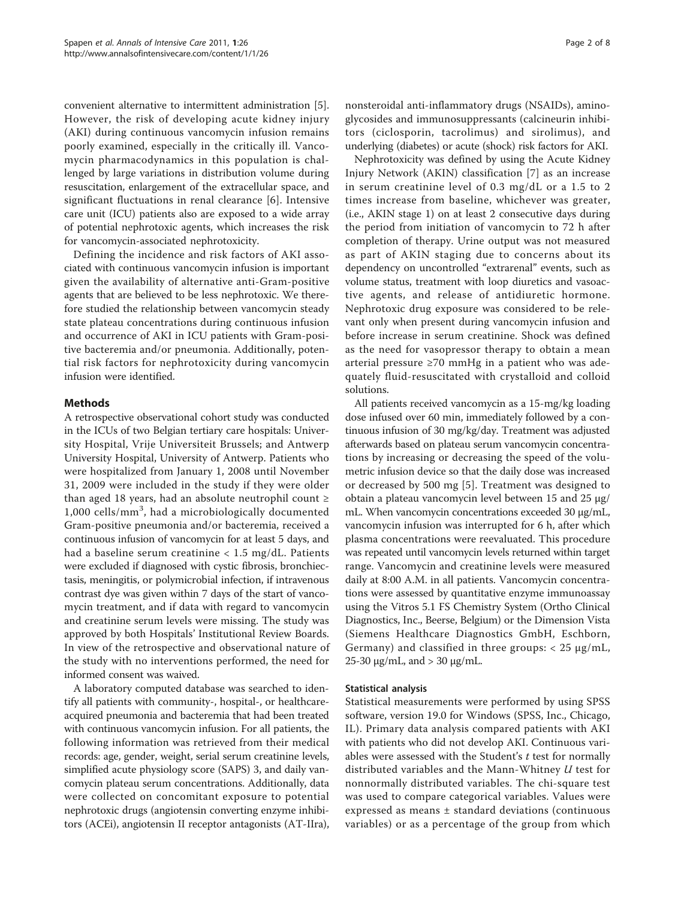convenient alternative to intermittent administration [5]. However, the risk of developing acute kidney injury (AKI) during continuous vancomycin infusion remains poorly examined, especially in the critically ill. Vancomycin pharmacodynamics in this population is challenged by large variations in distribution volume during resuscitation, enlargement of the extracellular space, and significant fluctuations in renal clearance [6]. Intensive care unit (ICU) patients also are exposed to a wide array of potential nephrotoxic agents, which increases the risk for vancomycin-associated nephrotoxicity.

Defining the incidence and risk factors of AKI associated with continuous vancomycin infusion is important given the availability of alternative anti-Gram-positive agents that are believed to be less nephrotoxic. We therefore studied the relationship between vancomycin steady state plateau concentrations during continuous infusion and occurrence of AKI in ICU patients with Gram-positive bacteremia and/or pneumonia. Additionally, potential risk factors for nephrotoxicity during vancomycin infusion were identified.

## Methods

A retrospective observational cohort study was conducted in the ICUs of two Belgian tertiary care hospitals: University Hospital, Vrije Universiteit Brussels; and Antwerp University Hospital, University of Antwerp. Patients who were hospitalized from January 1, 2008 until November 31, 2009 were included in the study if they were older than aged 18 years, had an absolute neutrophil count ≥ 1,000 cells/mm$^3$, had a microbiologically documented Gram-positive pneumonia and/or bacteremia, received a continuous infusion of vancomycin for at least 5 days, and had a baseline serum creatinine < 1.5 mg/dL. Patients were excluded if diagnosed with cystic fibrosis, bronchiectasis, meningitis, or polymicrobial infection, if intravenous contrast dye was given within 7 days of the start of vancomycin treatment, and if data with regard to vancomycin and creatinine serum levels were missing. The study was approved by both Hospitals' Institutional Review Boards. In view of the retrospective and observational nature of the study with no interventions performed, the need for informed consent was waived.

A laboratory computed database was searched to identify all patients with community-, hospital-, or healthcare-acquired pneumonia and bacteremia that had been treated with continuous vancomycin infusion. For all patients, the following information was retrieved from their medical records: age, gender, weight, serial serum creatinine levels, simplified acute physiology score (SAPS) 3, and daily vancomycin plateau serum concentrations. Additionally, data were collected on concomitant exposure to potential nephrotoxic drugs (angiotensin converting enzyme inhibitors (ACEi), angiotensin II receptor antagonists (AT-IIra), nonsteroidal anti-inflammatory drugs (NSAIDs), aminoglycosides and immunosuppressants (calcineurin inhibitors (ciclosporin, tacrolimus) and sirolimus), and underlying (diabetes) or acute (shock) risk factors for AKI.

Nephrotoxicity was defined by using the Acute Kidney Injury Network (AKIN) classification [7] as an increase in serum creatinine level of 0.3 mg/dL or a 1.5 to 2 times increase from baseline, whichever was greater, (i.e., AKIN stage 1) on at least 2 consecutive days during the period from initiation of vancomycin to 72 h after completion of therapy. Urine output was not measured as part of AKIN staging due to concerns about its dependency on uncontrolled "extrarenal" events, such as volume status, treatment with loop diuretics and vasoactive agents, and release of antidiuretic hormone. Nephrotoxic drug exposure was considered to be relevant only when present during vancomycin infusion and before increase in serum creatinine. Shock was defined as the need for vasopressor therapy to obtain a mean arterial pressure ≥70 mmHg in a patient who was adequately fluid-resuscitated with crystalloid and colloid solutions.

All patients received vancomycin as a 15-mg/kg loading dose infused over 60 min, immediately followed by a continuous infusion of 30 mg/kg/day. Treatment was adjusted afterwards based on plateau serum vancomycin concentrations by increasing or decreasing the speed of the volumetric infusion device so that the daily dose was increased or decreased by 500 mg [5]. Treatment was designed to obtain a plateau vancomycin level between 15 and 25 μg/mL. When vancomycin concentrations exceeded 30 μg/mL, vancomycin infusion was interrupted for 6 h, after which plasma concentrations were reevaluated. This procedure was repeated until vancomycin levels returned within target range. Vancomycin and creatinine levels were measured daily at 8:00 A.M. in all patients. Vancomycin concentrations were assessed by quantitative enzyme immunoassay using the Vitros 5.1 FS Chemistry System (Ortho Clinical Diagnostics, Inc., Beerse, Belgium) or the Dimension Vista (Siemens Healthcare Diagnostics GmbH, Eschborn, Germany) and classified in three groups: < 25 μg/mL, 25-30 μg/mL, and > 30 μg/mL.

### Statistical analysis

Statistical measurements were performed by using SPSS software, version 19.0 for Windows (SPSS, Inc., Chicago, IL). Primary data analysis compared patients with AKI with patients who did not develop AKI. Continuous variables were assessed with the Student's *t* test for normally distributed variables and the Mann-Whitney *U* test for nonnormally distributed variables. The chi-square test was used to compare categorical variables. Values were expressed as means ± standard deviations (continuous variables) or as a percentage of the group from which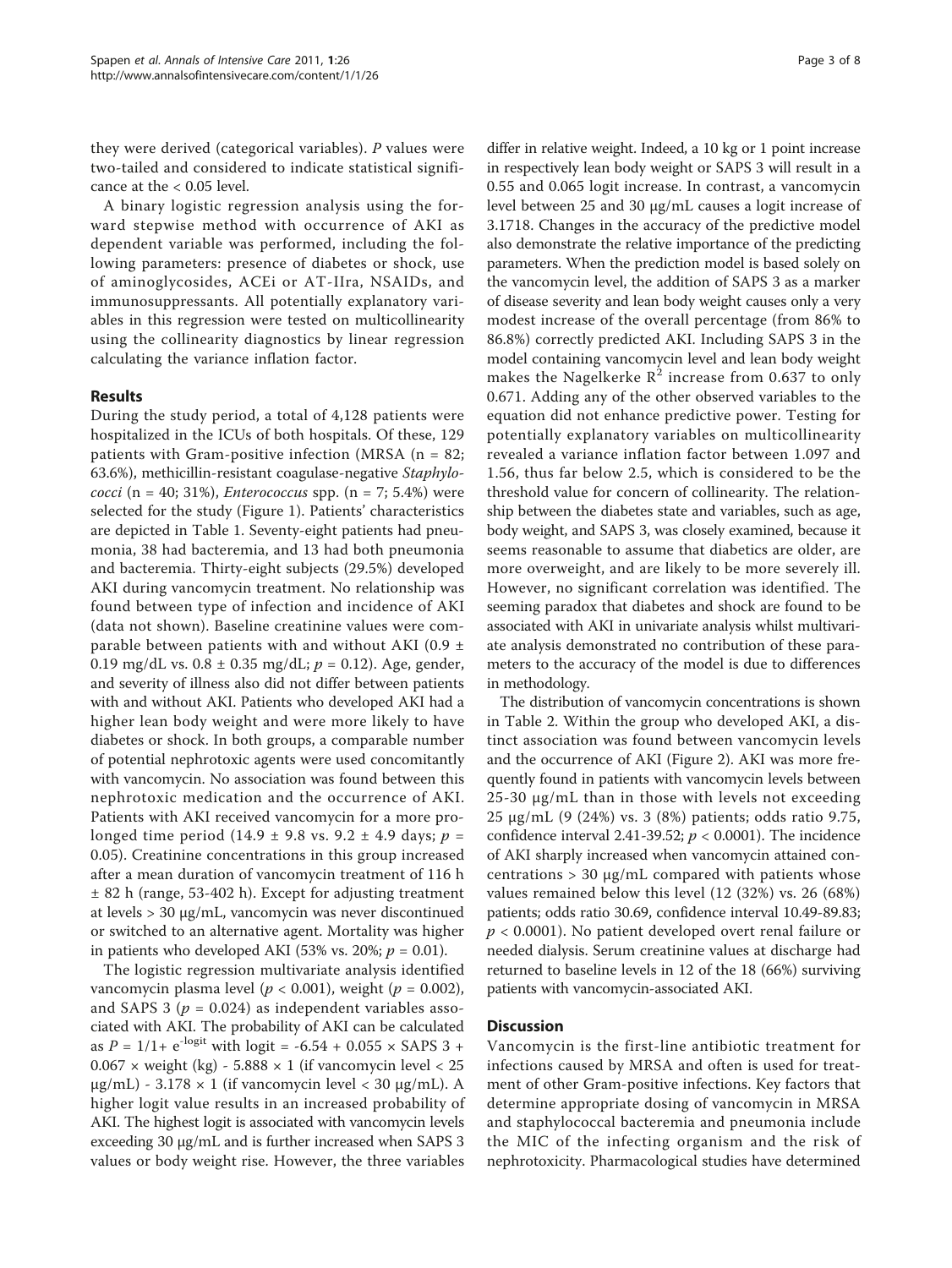they were derived (categorical variables). *P* values were two-tailed and considered to indicate statistical significance at the < 0.05 level.

A binary logistic regression analysis using the forward stepwise method with occurrence of AKI as dependent variable was performed, including the following parameters: presence of diabetes or shock, use of aminoglycosides, ACEi or AT-IIra, NSAIDs, and immunosuppressants. All potentially explanatory variables in this regression were tested on multicollinearity using the collinearity diagnostics by linear regression calculating the variance inflation factor.

## Results

During the study period, a total of 4,128 patients were hospitalized in the ICUs of both hospitals. Of these, 129 patients with Gram-positive infection (MRSA (n = 82; 63.6%), methicillin-resistant coagulase-negative *Staphylococci* (n = 40; 31%), *Enterococcus* spp. (n = 7; 5.4%) were selected for the study (Figure 1). Patients' characteristics are depicted in Table 1. Seventy-eight patients had pneumonia, 38 had bacteremia, and 13 had both pneumonia and bacteremia. Thirty-eight subjects (29.5%) developed AKI during vancomycin treatment. No relationship was found between type of infection and incidence of AKI (data not shown). Baseline creatinine values were comparable between patients with and without AKI (0.9 ± 0.19 mg/dL vs. 0.8 ± 0.35 mg/dL; $p = 0.12$). Age, gender, and severity of illness also did not differ between patients with and without AKI. Patients who developed AKI had a higher lean body weight and were more likely to have diabetes or shock. In both groups, a comparable number of potential nephrotoxic agents were used concomitantly with vancomycin. No association was found between this nephrotoxic medication and the occurrence of AKI. Patients with AKI received vancomycin for a more prolonged time period (14.9 ± 9.8 vs. 9.2 ± 4.9 days; $p = 0.05$). Creatinine concentrations in this group increased after a mean duration of vancomycin treatment of 116 h ± 82 h (range, 53-402 h). Except for adjusting treatment at levels > 30 μg/mL, vancomycin was never discontinued or switched to an alternative agent. Mortality was higher in patients who developed AKI (53% vs. 20%; $p = 0.01$).

The logistic regression multivariate analysis identified vancomycin plasma level ($p < 0.001$), weight ($p = 0.002$), and SAPS 3 ($p = 0.024$) as independent variables associated with AKI. The probability of AKI can be calculated as $P = 1/1+ e^{-logit}$ with logit = -6.54 + 0.055 × SAPS 3 + 0.067 × weight (kg) - 5.888 × 1 (if vancomycin level < 25 μg/mL) - 3.178 × 1 (if vancomycin level < 30 μg/mL). A higher logit value results in an increased probability of AKI. The highest logit is associated with vancomycin levels exceeding 30 μg/mL and is further increased when SAPS 3 values or body weight rise. However, the three variables differ in relative weight. Indeed, a 10 kg or 1 point increase in respectively lean body weight or SAPS 3 will result in a 0.55 and 0.065 logit increase. In contrast, a vancomycin level between 25 and 30 μg/mL causes a logit increase of 3.1718. Changes in the accuracy of the predictive model also demonstrate the relative importance of the predicting parameters. When the prediction model is based solely on the vancomycin level, the addition of SAPS 3 as a marker of disease severity and lean body weight causes only a very modest increase of the overall percentage (from 86% to 86.8%) correctly predicted AKI. Including SAPS 3 in the model containing vancomycin level and lean body weight makes the Nagelkerke $R^2$ increase from 0.637 to only 0.671. Adding any of the other observed variables to the equation did not enhance predictive power. Testing for potentially explanatory variables on multicollinearity revealed a variance inflation factor between 1.097 and 1.56, thus far below 2.5, which is considered to be the threshold value for concern of collinearity. The relationship between the diabetes state and variables, such as age, body weight, and SAPS 3, was closely examined, because it seems reasonable to assume that diabetics are older, are more overweight, and are likely to be more severely ill. However, no significant correlation was identified. The seeming paradox that diabetes and shock are found to be associated with AKI in univariate analysis whilst multivariate analysis demonstrated no contribution of these parameters to the accuracy of the model is due to differences in methodology.

The distribution of vancomycin concentrations is shown in Table 2. Within the group who developed AKI, a distinct association was found between vancomycin levels and the occurrence of AKI (Figure 2). AKI was more frequently found in patients with vancomycin levels between 25-30 μg/mL than in those with levels not exceeding 25 μg/mL (9 (24%) vs. 3 (8%) patients; odds ratio 9.75, confidence interval 2.41-39.52; $p < 0.0001$). The incidence of AKI sharply increased when vancomycin attained concentrations > 30 μg/mL compared with patients whose values remained below this level (12 (32%) vs. 26 (68%) patients; odds ratio 30.69, confidence interval 10.49-89.83; $p < 0.0001$). No patient developed overt renal failure or needed dialysis. Serum creatinine values at discharge had returned to baseline levels in 12 of the 18 (66%) surviving patients with vancomycin-associated AKI.

## Discussion

Vancomycin is the first-line antibiotic treatment for infections caused by MRSA and often is used for treatment of other Gram-positive infections. Key factors that determine appropriate dosing of vancomycin in MRSA and staphylococcal bacteremia and pneumonia include the MIC of the infecting organism and the risk of nephrotoxicity. Pharmacological studies have determined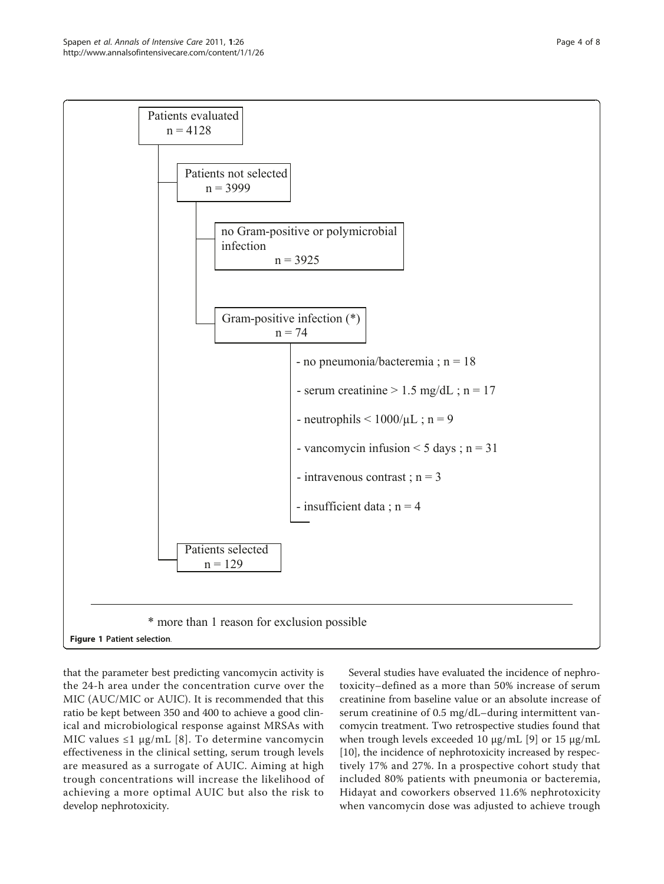Patients evaluated
n = 4128

- Patients not selected
  n = 3999
  - no Gram-positive or polymicrobial infection
    n = 3925
  - Gram-positive infection (*)
    n = 74
    - no pneumonia/bacteremia ; n = 18
    - serum creatinine > 1.5 mg/dL ; n = 17
    - neutrophils < 1000/µL ; n = 9
    - vancomycin infusion < 5 days ; n = 31
    - intravenous contrast ; n = 3
    - insufficient data ; n = 4
- Patients selected
  n = 129

* more than 1 reason for exclusion possible

**Figure 1 Patient selection**.

that the parameter best predicting vancomycin activity is the 24-h area under the concentration curve over the MIC (AUC/MIC or AUIC). It is recommended that this ratio be kept between 350 and 400 to achieve a good clinical and microbiological response against MRSAs with MIC values ≤1 µg/mL [8]. To determine vancomycin effectiveness in the clinical setting, serum trough levels are measured as a surrogate of AUIC. Aiming at high trough concentrations will increase the likelihood of achieving a more optimal AUIC but also the risk to develop nephrotoxicity.

Several studies have evaluated the incidence of nephrotoxicity–defined as a more than 50% increase of serum creatinine from baseline value or an absolute increase of serum creatinine of 0.5 mg/dL–during intermittent vancomycin treatment. Two retrospective studies found that when trough levels exceeded 10 µg/mL [9] or 15 µg/mL [10], the incidence of nephrotoxicity increased by respectively 17% and 27%. In a prospective cohort study that included 80% patients with pneumonia or bacteremia, Hidayat and coworkers observed 11.6% nephrotoxicity when vancomycin dose was adjusted to achieve trough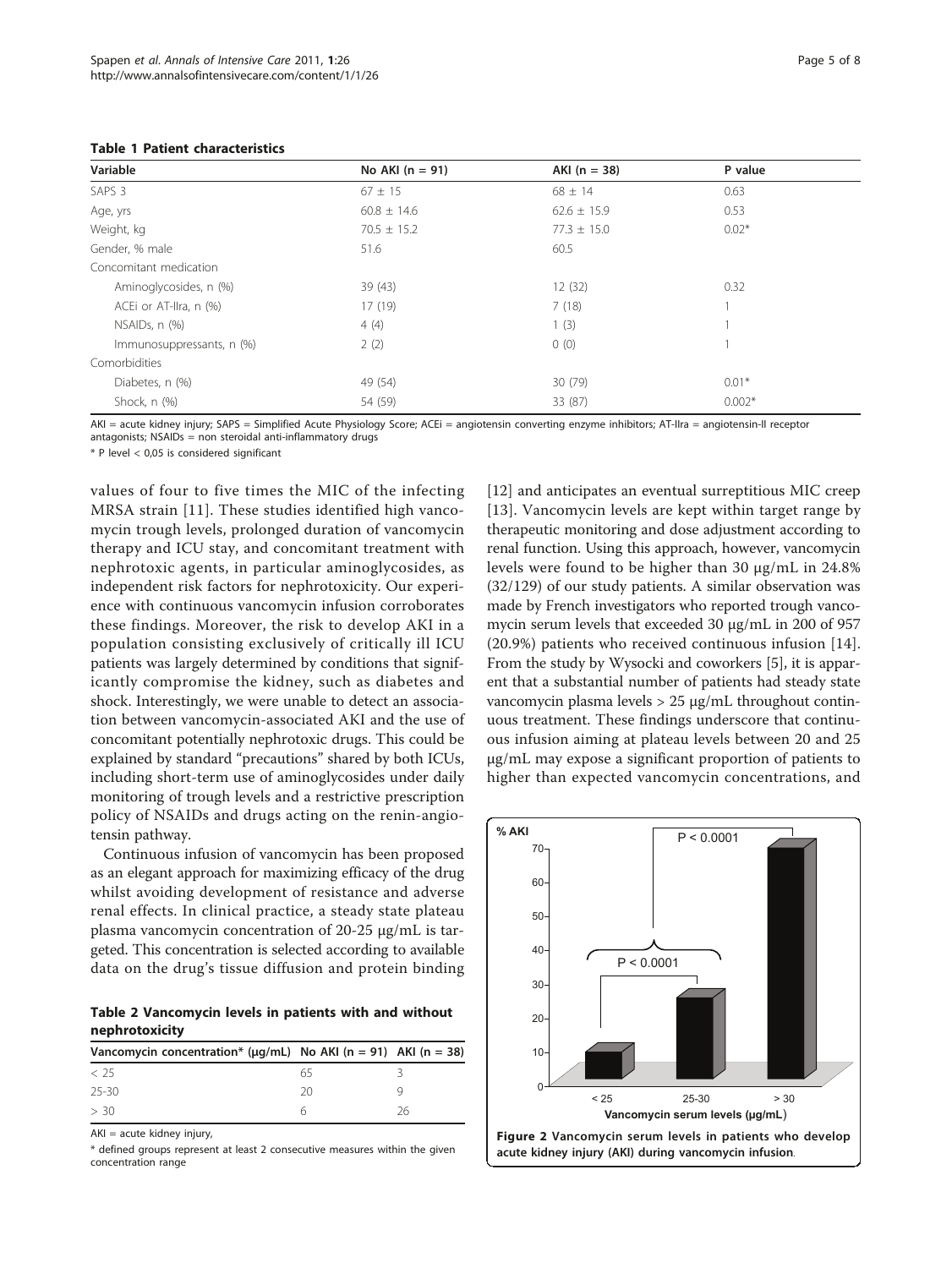**Table 1 Patient characteristics**

| Variable | No AKI (n = 91) | AKI (n = 38) | P value |
|---|---|---|---|
| SAPS 3 | 67 ± 15 | 68 ± 14 | 0.63 |
| Age, yrs | 60.8 ± 14.6 | 62.6 ± 15.9 | 0.53 |
| Weight, kg | 70.5 ± 15.2 | 77.3 ± 15.0 | 0.02* |
| Gender, % male | 51.6 | 60.5 | |
| Concomitant medication | | | |
| Aminoglycosides, n (%) | 39 (43) | 12 (32) | 0.32 |
| ACEi or AT-IIra, n (%) | 17 (19) | 7 (18) | 1 |
| NSAIDs, n (%) | 4 (4) | 1 (3) | 1 |
| Immunosuppressants, n (%) | 2 (2) | 0 (0) | 1 |
| Comorbidities | | | |
| Diabetes, n (%) | 49 (54) | 30 (79) | 0.01* |
| Shock, n (%) | 54 (59) | 33 (87) | 0.002* |

AKI = acute kidney injury; SAPS = Simplified Acute Physiology Score; ACEi = angiotensin converting enzyme inhibitors; AT-IIra = angiotensin-II receptor antagonists; NSAIDs = non steroidal anti-inflammatory drugs

* P level < 0,05 is considered significant

values of four to five times the MIC of the infecting MRSA strain [11]. These studies identified high vancomycin trough levels, prolonged duration of vancomycin therapy and ICU stay, and concomitant treatment with nephrotoxic agents, in particular aminoglycosides, as independent risk factors for nephrotoxicity. Our experience with continuous vancomycin infusion corroborates these findings. Moreover, the risk to develop AKI in a population consisting exclusively of critically ill ICU patients was largely determined by conditions that significantly compromise the kidney, such as diabetes and shock. Interestingly, we were unable to detect an association between vancomycin-associated AKI and the use of concomitant potentially nephrotoxic drugs. This could be explained by standard "precautions" shared by both ICUs, including short-term use of aminoglycosides under daily monitoring of trough levels and a restrictive prescription policy of NSAIDs and drugs acting on the renin-angiotensin pathway.

Continuous infusion of vancomycin has been proposed as an elegant approach for maximizing efficacy of the drug whilst avoiding development of resistance and adverse renal effects. In clinical practice, a steady state plateau plasma vancomycin concentration of 20-25 μg/mL is targeted. This concentration is selected according to available data on the drug's tissue diffusion and protein binding [12] and anticipates an eventual surreptitious MIC creep [13]. Vancomycin levels are kept within target range by therapeutic monitoring and dose adjustment according to renal function. Using this approach, however, vancomycin levels were found to be higher than 30 μg/mL in 24.8% (32/129) of our study patients. A similar observation was made by French investigators who reported trough vancomycin serum levels that exceeded 30 μg/mL in 200 of 957 (20.9%) patients who received continuous infusion [14]. From the study by Wysocki and coworkers [5], it is apparent that a substantial number of patients had steady state vancomycin plasma levels > 25 μg/mL throughout continuous treatment. These findings underscore that continuous infusion aiming at plateau levels between 20 and 25 μg/mL may expose a significant proportion of patients to higher than expected vancomycin concentrations, and

**Table 2 Vancomycin levels in patients with and without nephrotoxicity**

| Vancomycin concentration* (μg/mL) | No AKI (n = 91) | AKI (n = 38) |
|---|---|---|
| < 25 | 65 | 3 |
| 25-30 | 20 | 9 |
| > 30 | 6 | 26 |

AKI = acute kidney injury,

* defined groups represent at least 2 consecutive measures within the given concentration range

**Figure 2 Vancomycin serum levels in patients who develop acute kidney injury (AKI) during vancomycin infusion**.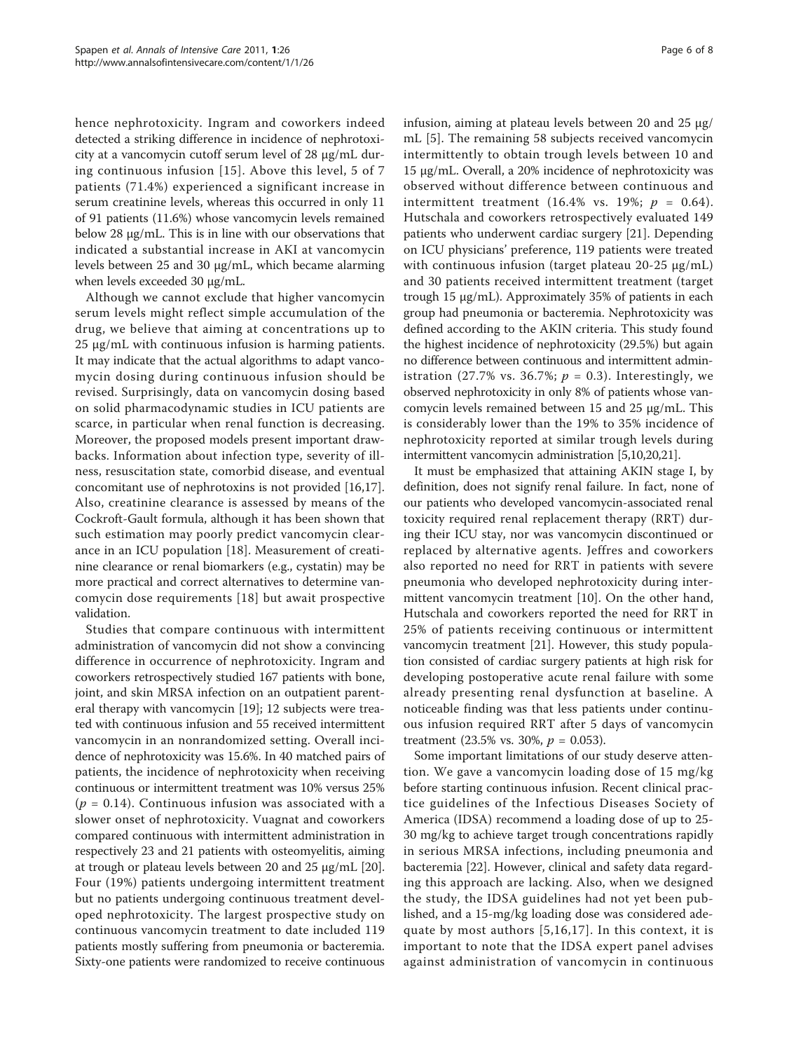hence nephrotoxicity. Ingram and coworkers indeed detected a striking difference in incidence of nephrotoxicity at a vancomycin cutoff serum level of 28 μg/mL during continuous infusion [15]. Above this level, 5 of 7 patients (71.4%) experienced a significant increase in serum creatinine levels, whereas this occurred in only 11 of 91 patients (11.6%) whose vancomycin levels remained below 28 μg/mL. This is in line with our observations that indicated a substantial increase in AKI at vancomycin levels between 25 and 30 μg/mL, which became alarming when levels exceeded 30 μg/mL.

Although we cannot exclude that higher vancomycin serum levels might reflect simple accumulation of the drug, we believe that aiming at concentrations up to 25 μg/mL with continuous infusion is harming patients. It may indicate that the actual algorithms to adapt vancomycin dosing during continuous infusion should be revised. Surprisingly, data on vancomycin dosing based on solid pharmacodynamic studies in ICU patients are scarce, in particular when renal function is decreasing. Moreover, the proposed models present important drawbacks. Information about infection type, severity of illness, resuscitation state, comorbid disease, and eventual concomitant use of nephrotoxins is not provided [16,17]. Also, creatinine clearance is assessed by means of the Cockroft-Gault formula, although it has been shown that such estimation may poorly predict vancomycin clearance in an ICU population [18]. Measurement of creatinine clearance or renal biomarkers (e.g., cystatin) may be more practical and correct alternatives to determine vancomycin dose requirements [18] but await prospective validation.

Studies that compare continuous with intermittent administration of vancomycin did not show a convincing difference in occurrence of nephrotoxicity. Ingram and coworkers retrospectively studied 167 patients with bone, joint, and skin MRSA infection on an outpatient parenteral therapy with vancomycin [19]; 12 subjects were treated with continuous infusion and 55 received intermittent vancomycin in an nonrandomized setting. Overall incidence of nephrotoxicity was 15.6%. In 40 matched pairs of patients, the incidence of nephrotoxicity when receiving continuous or intermittent treatment was 10% versus 25% ($p$ = 0.14). Continuous infusion was associated with a slower onset of nephrotoxicity. Vuagnat and coworkers compared continuous with intermittent administration in respectively 23 and 21 patients with osteomyelitis, aiming at trough or plateau levels between 20 and 25 μg/mL [20]. Four (19%) patients undergoing intermittent treatment but no patients undergoing continuous treatment developed nephrotoxicity. The largest prospective study on continuous vancomycin treatment to date included 119 patients mostly suffering from pneumonia or bacteremia. Sixty-one patients were randomized to receive continuous infusion, aiming at plateau levels between 20 and 25 μg/mL [5]. The remaining 58 subjects received vancomycin intermittently to obtain trough levels between 10 and 15 μg/mL. Overall, a 20% incidence of nephrotoxicity was observed without difference between continuous and intermittent treatment (16.4% vs. 19%; $p$ = 0.64). Hutschala and coworkers retrospectively evaluated 149 patients who underwent cardiac surgery [21]. Depending on ICU physicians' preference, 119 patients were treated with continuous infusion (target plateau 20-25 μg/mL) and 30 patients received intermittent treatment (target trough 15 μg/mL). Approximately 35% of patients in each group had pneumonia or bacteremia. Nephrotoxicity was defined according to the AKIN criteria. This study found the highest incidence of nephrotoxicity (29.5%) but again no difference between continuous and intermittent administration (27.7% vs. 36.7%; $p$ = 0.3). Interestingly, we observed nephrotoxicity in only 8% of patients whose vancomycin levels remained between 15 and 25 μg/mL. This is considerably lower than the 19% to 35% incidence of nephrotoxicity reported at similar trough levels during intermittent vancomycin administration [5,10,20,21].

It must be emphasized that attaining AKIN stage I, by definition, does not signify renal failure. In fact, none of our patients who developed vancomycin-associated renal toxicity required renal replacement therapy (RRT) during their ICU stay, nor was vancomycin discontinued or replaced by alternative agents. Jeffres and coworkers also reported no need for RRT in patients with severe pneumonia who developed nephrotoxicity during intermittent vancomycin treatment [10]. On the other hand, Hutschala and coworkers reported the need for RRT in 25% of patients receiving continuous or intermittent vancomycin treatment [21]. However, this study population consisted of cardiac surgery patients at high risk for developing postoperative acute renal failure with some already presenting renal dysfunction at baseline. A noticeable finding was that less patients under continuous infusion required RRT after 5 days of vancomycin treatment (23.5% vs. 30%, $p$ = 0.053).

Some important limitations of our study deserve attention. We gave a vancomycin loading dose of 15 mg/kg before starting continuous infusion. Recent clinical practice guidelines of the Infectious Diseases Society of America (IDSA) recommend a loading dose of up to 25-30 mg/kg to achieve target trough concentrations rapidly in serious MRSA infections, including pneumonia and bacteremia [22]. However, clinical and safety data regarding this approach are lacking. Also, when we designed the study, the IDSA guidelines had not yet been published, and a 15-mg/kg loading dose was considered adequate by most authors [5,16,17]. In this context, it is important to note that the IDSA expert panel advises against administration of vancomycin in continuous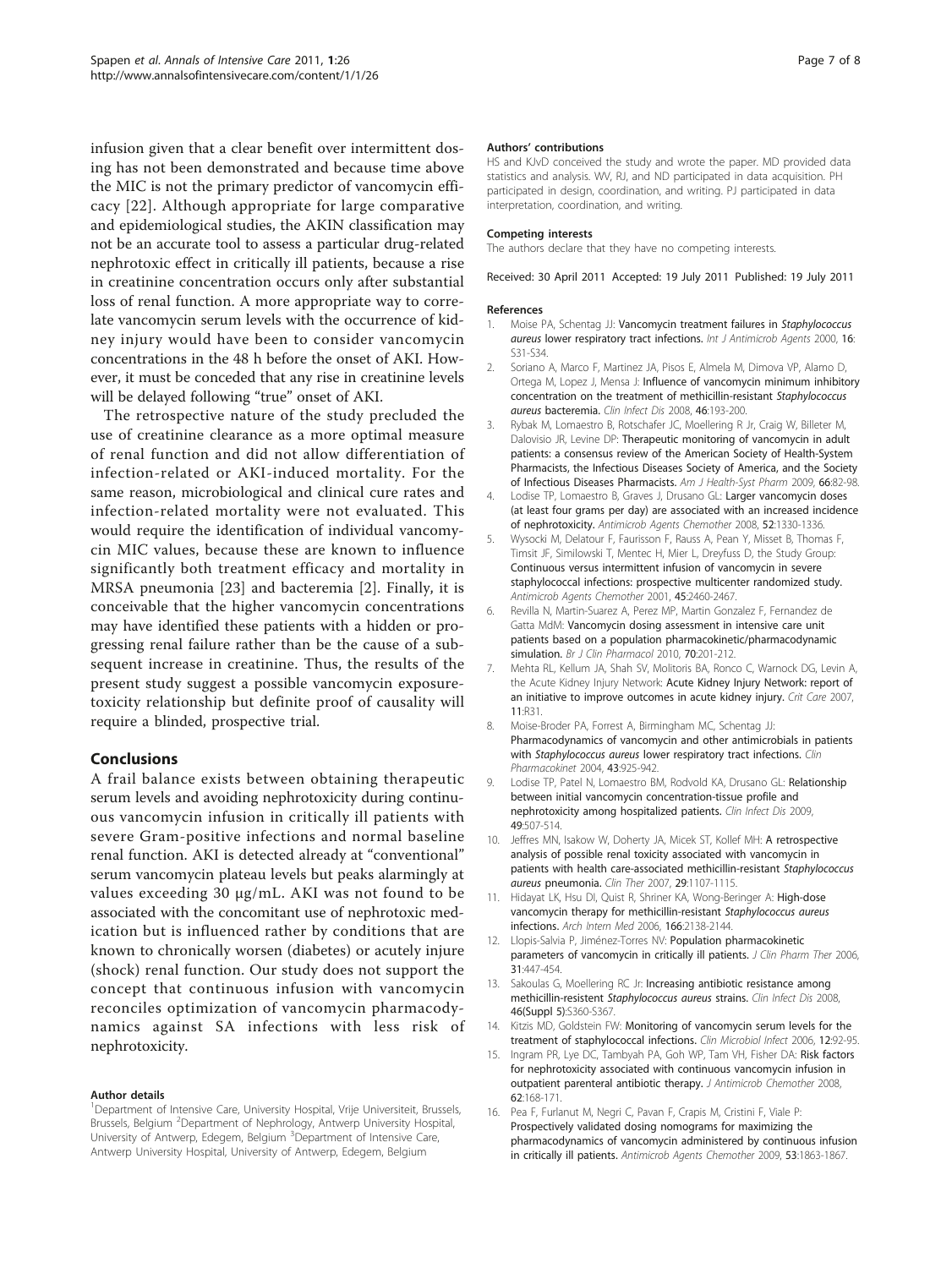infusion given that a clear benefit over intermittent dosing has not been demonstrated and because time above the MIC is not the primary predictor of vancomycin efficacy [22]. Although appropriate for large comparative and epidemiological studies, the AKIN classification may not be an accurate tool to assess a particular drug-related nephrotoxic effect in critically ill patients, because a rise in creatinine concentration occurs only after substantial loss of renal function. A more appropriate way to correlate vancomycin serum levels with the occurrence of kidney injury would have been to consider vancomycin concentrations in the 48 h before the onset of AKI. However, it must be conceded that any rise in creatinine levels will be delayed following "true" onset of AKI.

The retrospective nature of the study precluded the use of creatinine clearance as a more optimal measure of renal function and did not allow differentiation of infection-related or AKI-induced mortality. For the same reason, microbiological and clinical cure rates and infection-related mortality were not evaluated. This would require the identification of individual vancomycin MIC values, because these are known to influence significantly both treatment efficacy and mortality in MRSA pneumonia [23] and bacteremia [2]. Finally, it is conceivable that the higher vancomycin concentrations may have identified these patients with a hidden or progressing renal failure rather than be the cause of a subsequent increase in creatinine. Thus, the results of the present study suggest a possible vancomycin exposure-toxicity relationship but definite proof of causality will require a blinded, prospective trial.

## Conclusions

A frail balance exists between obtaining therapeutic serum levels and avoiding nephrotoxicity during continuous vancomycin infusion in critically ill patients with severe Gram-positive infections and normal baseline renal function. AKI is detected already at "conventional" serum vancomycin plateau levels but peaks alarmingly at values exceeding 30 μg/mL. AKI was not found to be associated with the concomitant use of nephrotoxic medication but is influenced rather by conditions that are known to chronically worsen (diabetes) or acutely injure (shock) renal function. Our study does not support the concept that continuous infusion with vancomycin reconciles optimization of vancomycin pharmacodynamics against SA infections with less risk of nephrotoxicity.

#### Author details

[1]Department of Intensive Care, University Hospital, Vrije Universiteit, Brussels, Brussels, Belgium [2]Department of Nephrology, Antwerp University Hospital, University of Antwerp, Edegem, Belgium [3]Department of Intensive Care, Antwerp University Hospital, University of Antwerp, Edegem, Belgium

#### Authors' contributions

HS and KJvD conceived the study and wrote the paper. MD provided data statistics and analysis. WV, RJ, and ND participated in data acquisition. PH participated in design, coordination, and writing. PJ participated in data interpretation, coordination, and writing.

#### Competing interests

The authors declare that they have no competing interests.

Received: 30 April 2011 Accepted: 19 July 2011 Published: 19 July 2011

#### References

1. Moise PA, Schentag JJ: Vancomycin treatment failures in *Staphylococcus aureus* lower respiratory tract infections. *Int J Antimicrob Agents* 2000, **16**: S31-S34.
2. Soriano A, Marco F, Martinez JA, Pisos E, Almela M, Dimova VP, Alamo D, Ortega M, Lopez J, Mensa J: Influence of vancomycin minimum inhibitory concentration on the treatment of methicillin-resistant *Staphylococcus aureus* bacteremia. *Clin Infect Dis* 2008, **46**:193-200.
3. Rybak M, Lomaestro B, Rotschafer JC, Moellering R Jr, Craig W, Billeter M, Dalovisio JR, Levine DP: Therapeutic monitoring of vancomycin in adult patients: a consensus review of the American Society of Health-System Pharmacists, the Infectious Diseases Society of America, and the Society of Infectious Diseases Pharmacists. *Am J Health-Syst Pharm* 2009, **66**:82-98.
4. Lodise TP, Lomaestro B, Graves J, Drusano GL: Larger vancomycin doses (at least four grams per day) are associated with an increased incidence of nephrotoxicity. *Antimicrob Agents Chemother* 2008, **52**:1330-1336.
5. Wysocki M, Delatour F, Faurisson F, Rauss A, Pean Y, Misset B, Thomas F, Timsit JF, Similowski T, Mentec H, Mier L, Dreyfuss D, the Study Group: Continuous versus intermittent infusion of vancomycin in severe staphylococcal infections: prospective multicenter randomized study. *Antimicrob Agents Chemother* 2001, **45**:2460-2467.
6. Revilla N, Martin-Suarez A, Perez MP, Martin Gonzalez F, Fernandez de Gatta MdM: Vancomycin dosing assessment in intensive care unit patients based on a population pharmacokinetic/pharmacodynamic simulation. *Br J Clin Pharmacol* 2010, **70**:201-212.
7. Mehta RL, Kellum JA, Shah SV, Molitoris BA, Ronco C, Warnock DG, Levin A, the Acute Kidney Injury Network: Acute Kidney Injury Network: report of an initiative to improve outcomes in acute kidney injury. *Crit Care* 2007, **11**:R31.
8. Moise-Broder PA, Forrest A, Birmingham MC, Schentag JJ: Pharmacodynamics of vancomycin and other antimicrobials in patients with *Staphylococcus aureus* lower respiratory tract infections. *Clin Pharmacokinet* 2004, **43**:925-942.
9. Lodise TP, Patel N, Lomaestro BM, Rodvold KA, Drusano GL: Relationship between initial vancomycin concentration-tissue profile and nephrotoxicity among hospitalized patients. *Clin Infect Dis* 2009, **49**:507-514.
10. Jeffres MN, Isakow W, Doherty JA, Micek ST, Kollef MH: A retrospective analysis of possible renal toxicity associated with vancomycin in patients with health care-associated methicillin-resistant *Staphylococcus aureus* pneumonia. *Clin Ther* 2007, **29**:1107-1115.
11. Hidayat LK, Hsu DI, Quist R, Shriner KA, Wong-Beringer A: High-dose vancomycin therapy for methicillin-resistant *Staphylococcus aureus* infections. *Arch Intern Med* 2006, **166**:2138-2144.
12. Llopis-Salvia P, Jiménez-Torres NV: Population pharmacokinetic parameters of vancomycin in critically ill patients. *J Clin Pharm Ther* 2006, **31**:447-454.
13. Sakoulas G, Moellering RC Jr: Increasing antibiotic resistance among methicillin-resistent *Staphylococcus aureus* strains. *Clin Infect Dis* 2008, **46(Suppl 5)**:S360-S367.
14. Kitzis MD, Goldstein FW: Monitoring of vancomycin serum levels for the treatment of staphylococcal infections. *Clin Microbiol Infect* 2006, **12**:92-95.
15. Ingram PR, Lye DC, Tambyah PA, Goh WP, Tam VH, Fisher DA: Risk factors for nephrotoxicity associated with continuous vancomycin infusion in outpatient parenteral antibiotic therapy. *J Antimicrob Chemother* 2008, **62**:168-171.
16. Pea F, Furlanut M, Negri C, Pavan F, Crapis M, Cristini F, Viale P: Prospectively validated dosing nomograms for maximizing the pharmacodynamics of vancomycin administered by continuous infusion in critically ill patients. *Antimicrob Agents Chemother* 2009, **53**:1863-1867.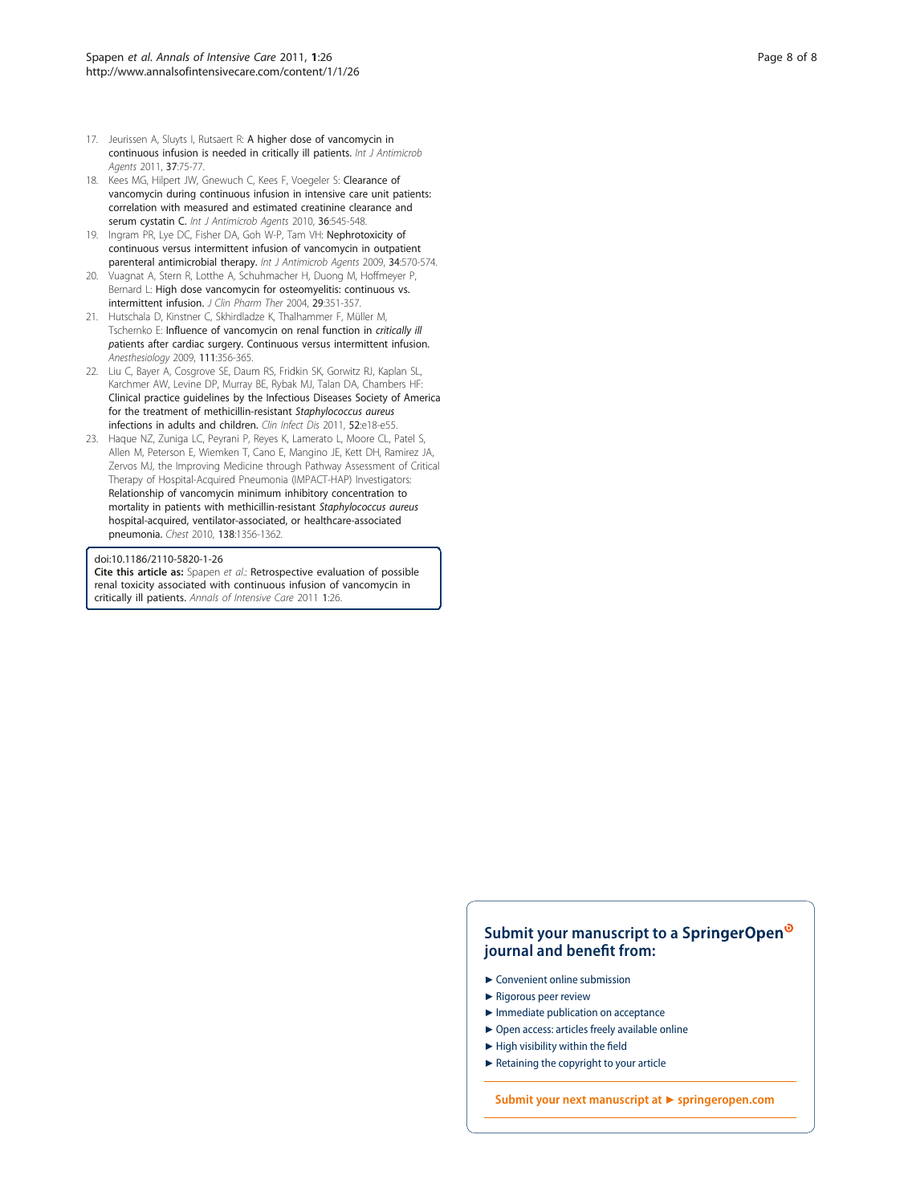17. Jeurissen A, Sluyts I, Rutsaert R: A higher dose of vancomycin in continuous infusion is needed in critically ill patients. *Int J Antimicrob Agents* 2011, **37**:75-77.
18. Kees MG, Hilpert JW, Gnewuch C, Kees F, Voegeler S: Clearance of vancomycin during continuous infusion in intensive care unit patients: correlation with measured and estimated creatinine clearance and serum cystatin C. *Int J Antimicrob Agents* 2010, **36**:545-548.
19. Ingram PR, Lye DC, Fisher DA, Goh W-P, Tam VH: Nephrotoxicity of continuous versus intermittent infusion of vancomycin in outpatient parenteral antimicrobial therapy. *Int J Antimicrob Agents* 2009, **34**:570-574.
20. Vuagnat A, Stern R, Lotthe A, Schuhmacher H, Duong M, Hoffmeyer P, Bernard L: High dose vancomycin for osteomyelitis: continuous vs. intermittent infusion. *J Clin Pharm Ther* 2004, **29**:351-357.
21. Hutschala D, Kinstner C, Skhirdladze K, Thalhammer F, Müller M, Tschernko E: Influence of vancomycin on renal function in *critically ill* patients after cardiac surgery. Continuous versus intermittent infusion. *Anesthesiology* 2009, **111**:356-365.
22. Liu C, Bayer A, Cosgrove SE, Daum RS, Fridkin SK, Gorwitz RJ, Kaplan SL, Karchmer AW, Levine DP, Murray BE, Rybak MJ, Talan DA, Chambers HF: Clinical practice guidelines by the Infectious Diseases Society of America for the treatment of methicillin-resistant *Staphylococcus aureus* infections in adults and children. *Clin Infect Dis* 2011, **52**:e18-e55.
23. Haque NZ, Zuniga LC, Peyrani P, Reyes K, Lamerato L, Moore CL, Patel S, Allen M, Peterson E, Wiemken T, Cano E, Mangino JE, Kett DH, Ramirez JA, Zervos MJ, the Improving Medicine through Pathway Assessment of Critical Therapy of Hospital-Acquired Pneumonia (IMPACT-HAP) Investigators: Relationship of vancomycin minimum inhibitory concentration to mortality in patients with methicillin-resistant *Staphylococcus aureus* hospital-acquired, ventilator-associated, or healthcare-associated pneumonia. *Chest* 2010, **138**:1356-1362.

doi:10.1186/2110-5820-1-26
**Cite this article as:** Spapen *et al.*: Retrospective evaluation of possible renal toxicity associated with continuous infusion of vancomycin in critically ill patients. *Annals of Intensive Care* 2011 **1**:26.

**Submit your manuscript to a SpringerOpen journal and benefit from:**

- ► Convenient online submission
- ► Rigorous peer review
- ► Immediate publication on acceptance
- ► Open access: articles freely available online
- ► High visibility within the field
- ► Retaining the copyright to your article

**Submit your next manuscript at ► springeropen.com**